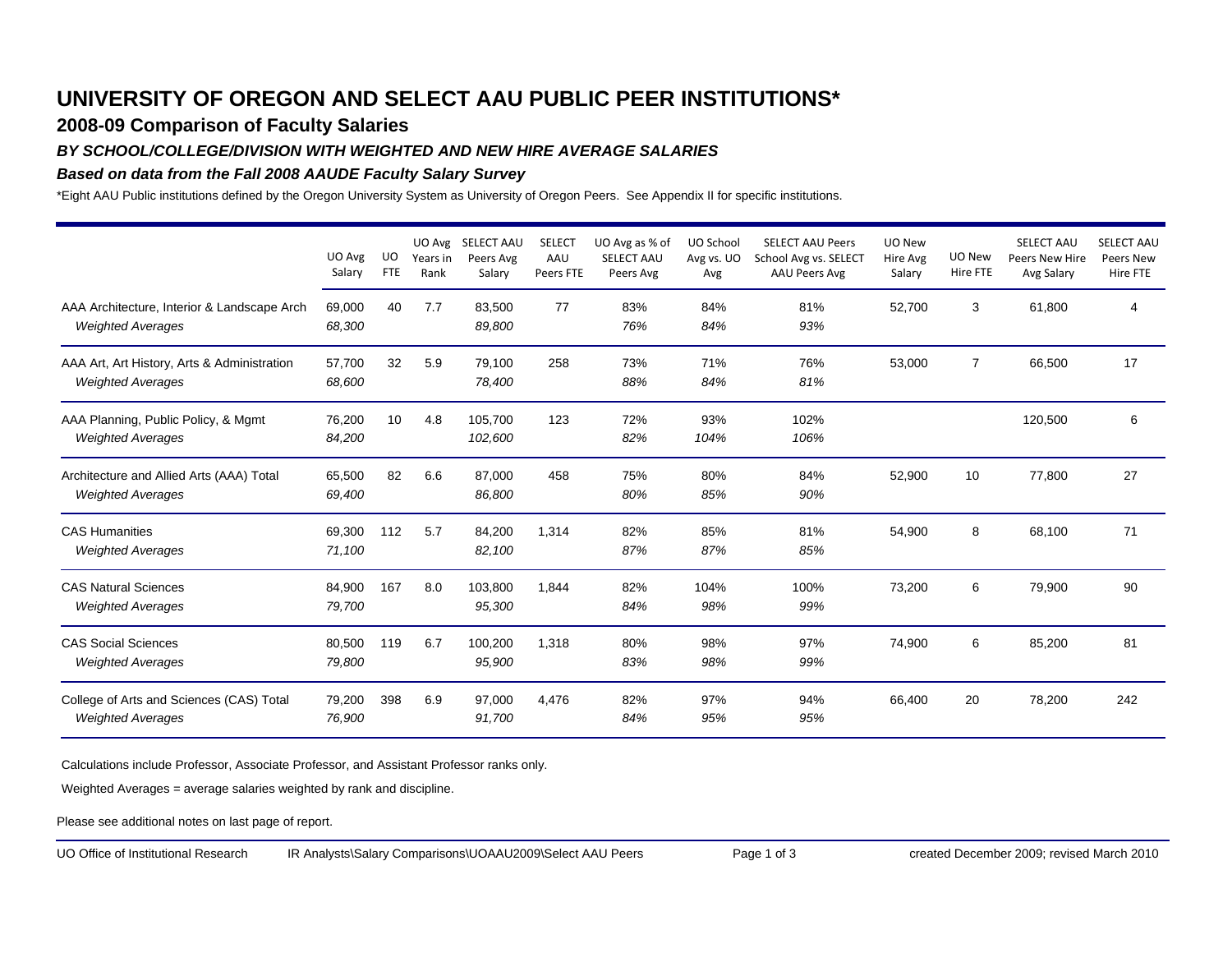# UNIVERSITY OF OREGON AND SELECT AAU PUBLIC PEER INSTITUTIONS*

## 2008-09 Comparison of Faculty Salaries

### *BY SCHOOL/COLLEGE/DIVISION WITH WEIGHTED AND NEW HIRE AVERAGE SALARIES*

### *Based on data from the Fall 2008 AAUDE Faculty Salary Survey*

*Eight AAU Public institutions defined by the Oregon University System as University of Oregon Peers. See Appendix II for specific institutions.

| | UO Avg Salary | UO FTE | UO Avg Years in Rank | SELECT AAU Peers Avg Salary | SELECT AAU Peers FTE | UO Avg as % of SELECT AAU Peers Avg | UO School Avg vs. UO Avg | SELECT AAU Peers School Avg vs. SELECT AAU Peers Avg | UO New Hire Avg Salary | UO New Hire FTE | SELECT AAU Peers New Hire Avg Salary | SELECT AAU Peers New Hire FTE |
|---|---|---|---|---|---|---|---|---|---|---|---|---|
| AAA Architecture, Interior & Landscape Arch | 69,000 | 40 | 7.7 | 83,500 | 77 | 83% | 84% | 81% | 52,700 | 3 | 61,800 | 4 |
| *Weighted Averages* | *68,300* | | | *89,800* | | *76%* | *84%* | *93%* | | | | |
| AAA Art, Art History, Arts & Administration | 57,700 | 32 | 5.9 | 79,100 | 258 | 73% | 71% | 76% | 53,000 | 7 | 66,500 | 17 |
| *Weighted Averages* | *68,600* | | | *78,400* | | *88%* | *84%* | *81%* | | | | |
| AAA Planning, Public Policy, & Mgmt | 76,200 | 10 | 4.8 | 105,700 | 123 | 72% | 93% | 102% | | | 120,500 | 6 |
| *Weighted Averages* | *84,200* | | | *102,600* | | *82%* | *104%* | *106%* | | | | |
| Architecture and Allied Arts (AAA) Total | 65,500 | 82 | 6.6 | 87,000 | 458 | 75% | 80% | 84% | 52,900 | 10 | 77,800 | 27 |
| *Weighted Averages* | *69,400* | | | *86,800* | | *80%* | *85%* | *90%* | | | | |
| CAS Humanities | 69,300 | 112 | 5.7 | 84,200 | 1,314 | 82% | 85% | 81% | 54,900 | 8 | 68,100 | 71 |
| *Weighted Averages* | *71,100* | | | *82,100* | | *87%* | *87%* | *85%* | | | | |
| CAS Natural Sciences | 84,900 | 167 | 8.0 | 103,800 | 1,844 | 82% | 104% | 100% | 73,200 | 6 | 79,900 | 90 |
| *Weighted Averages* | *79,700* | | | *95,300* | | *84%* | *98%* | *99%* | | | | |
| CAS Social Sciences | 80,500 | 119 | 6.7 | 100,200 | 1,318 | 80% | 98% | 97% | 74,900 | 6 | 85,200 | 81 |
| *Weighted Averages* | *79,800* | | | *95,900* | | *83%* | *98%* | *99%* | | | | |
| College of Arts and Sciences (CAS) Total | 79,200 | 398 | 6.9 | 97,000 | 4,476 | 82% | 97% | 94% | 66,400 | 20 | 78,200 | 242 |
| *Weighted Averages* | *76,900* | | | *91,700* | | *84%* | *95%* | *95%* | | | | |

Calculations include Professor, Associate Professor, and Assistant Professor ranks only.

Weighted Averages = average salaries weighted by rank and discipline.

Please see additional notes on last page of report.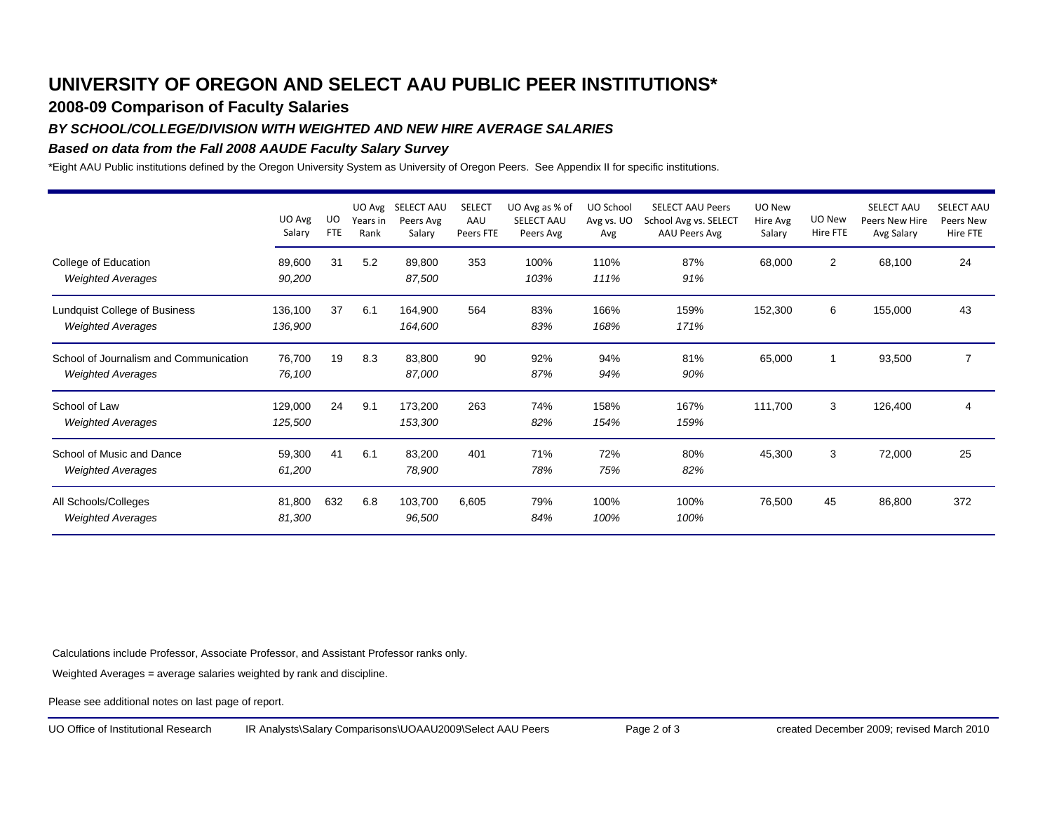# UNIVERSITY OF OREGON AND SELECT AAU PUBLIC PEER INSTITUTIONS*

## 2008-09 Comparison of Faculty Salaries

### *BY SCHOOL/COLLEGE/DIVISION WITH WEIGHTED AND NEW HIRE AVERAGE SALARIES*

### *Based on data from the Fall 2008 AAUDE Faculty Salary Survey*

*Eight AAU Public institutions defined by the Oregon University System as University of Oregon Peers. See Appendix II for specific institutions.

| | UO Avg Salary | UO FTE | UO Avg Years in Rank | SELECT AAU Peers Avg Salary | SELECT AAU Peers FTE | UO Avg as % of SELECT AAU Peers Avg | UO School Avg vs. UO Avg | SELECT AAU Peers School Avg vs. SELECT AAU Peers Avg | UO New Hire Avg Salary | UO New Hire FTE | SELECT AAU Peers New Hire Avg Salary | SELECT AAU Peers New Hire FTE |
|---|---|---|---|---|---|---|---|---|---|---|---|---|
| College of Education | 89,600 | 31 | 5.2 | 89,800 | 353 | 100% | 110% | 87% | 68,000 | 2 | 68,100 | 24 |
| *Weighted Averages* | *90,200* | | | *87,500* | | *103%* | *111%* | *91%* | | | | |
| Lundquist College of Business | 136,100 | 37 | 6.1 | 164,900 | 564 | 83% | 166% | 159% | 152,300 | 6 | 155,000 | 43 |
| *Weighted Averages* | *136,900* | | | *164,600* | | *83%* | *168%* | *171%* | | | | |
| School of Journalism and Communication | 76,700 | 19 | 8.3 | 83,800 | 90 | 92% | 94% | 81% | 65,000 | 1 | 93,500 | 7 |
| *Weighted Averages* | *76,100* | | | *87,000* | | *87%* | *94%* | *90%* | | | | |
| School of Law | 129,000 | 24 | 9.1 | 173,200 | 263 | 74% | 158% | 167% | 111,700 | 3 | 126,400 | 4 |
| *Weighted Averages* | *125,500* | | | *153,300* | | *82%* | *154%* | *159%* | | | | |
| School of Music and Dance | 59,300 | 41 | 6.1 | 83,200 | 401 | 71% | 72% | 80% | 45,300 | 3 | 72,000 | 25 |
| *Weighted Averages* | *61,200* | | | *78,900* | | *78%* | *75%* | *82%* | | | | |
| All Schools/Colleges | 81,800 | 632 | 6.8 | 103,700 | 6,605 | 79% | 100% | 100% | 76,500 | 45 | 86,800 | 372 |
| *Weighted Averages* | *81,300* | | | *96,500* | | *84%* | *100%* | *100%* | | | | |

Calculations include Professor, Associate Professor, and Assistant Professor ranks only.

Weighted Averages = average salaries weighted by rank and discipline.

Please see additional notes on last page of report.

UO Office of Institutional Research    IR Analysts\Salary Comparisons\UOAAU2009\Select AAU Peers    created December 2009; revised March 2010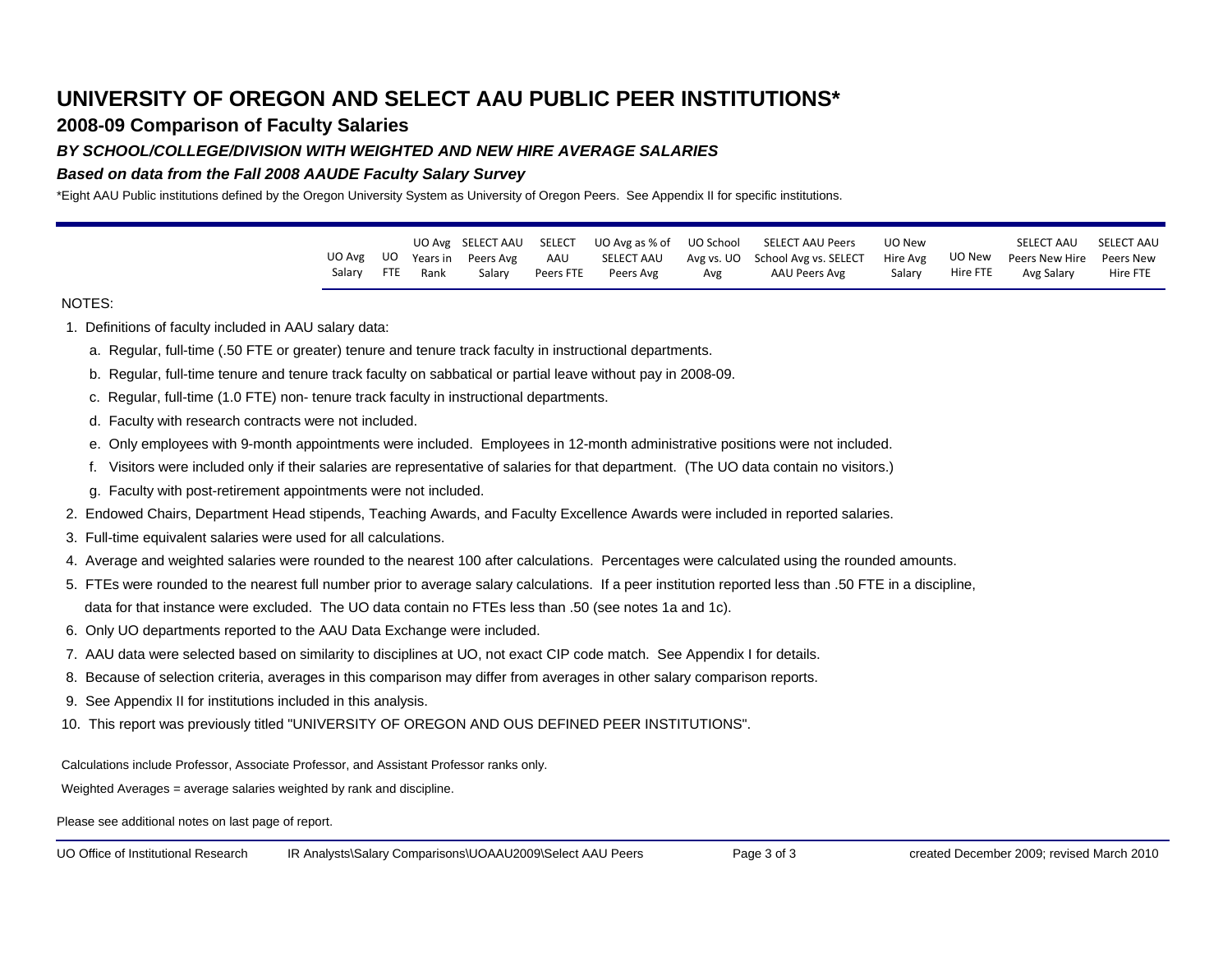# UNIVERSITY OF OREGON AND SELECT AAU PUBLIC PEER INSTITUTIONS*

## 2008-09 Comparison of Faculty Salaries

### *BY SCHOOL/COLLEGE/DIVISION WITH WEIGHTED AND NEW HIRE AVERAGE SALARIES*

### *Based on data from the Fall 2008 AAUDE Faculty Salary Survey*

*Eight AAU Public institutions defined by the Oregon University System as University of Oregon Peers. See Appendix II for specific institutions.

| | UO Avg Salary | UO FTE | UO Avg Years in Rank | SELECT AAU Peers Avg Salary | SELECT AAU Peers FTE | UO Avg as % of SELECT AAU Peers Avg | UO School Avg vs. UO Avg | SELECT AAU Peers School Avg vs. SELECT AAU Peers Avg | UO New Hire Avg Salary | UO New Hire FTE | SELECT AAU Peers New Hire Avg Salary | SELECT AAU Peers New Hire FTE |
|---|---|---|---|---|---|---|---|---|---|---|---|---|

NOTES:

1. Definitions of faculty included in AAU salary data:
   a. Regular, full-time (.50 FTE or greater) tenure and tenure track faculty in instructional departments.
   b. Regular, full-time tenure and tenure track faculty on sabbatical or partial leave without pay in 2008-09.
   c. Regular, full-time (1.0 FTE) non- tenure track faculty in instructional departments.
   d. Faculty with research contracts were not included.
   e. Only employees with 9-month appointments were included. Employees in 12-month administrative positions were not included.
   f. Visitors were included only if their salaries are representative of salaries for that department. (The UO data contain no visitors.)
   g. Faculty with post-retirement appointments were not included.
2. Endowed Chairs, Department Head stipends, Teaching Awards, and Faculty Excellence Awards were included in reported salaries.
3. Full-time equivalent salaries were used for all calculations.
4. Average and weighted salaries were rounded to the nearest 100 after calculations. Percentages were calculated using the rounded amounts.
5. FTEs were rounded to the nearest full number prior to average salary calculations. If a peer institution reported less than .50 FTE in a discipline, data for that instance were excluded. The UO data contain no FTEs less than .50 (see notes 1a and 1c).
6. Only UO departments reported to the AAU Data Exchange were included.
7. AAU data were selected based on similarity to disciplines at UO, not exact CIP code match. See Appendix I for details.
8. Because of selection criteria, averages in this comparison may differ from averages in other salary comparison reports.
9. See Appendix II for institutions included in this analysis.
10. This report was previously titled "UNIVERSITY OF OREGON AND OUS DEFINED PEER INSTITUTIONS".

Calculations include Professor, Associate Professor, and Assistant Professor ranks only.

Weighted Averages = average salaries weighted by rank and discipline.

Please see additional notes on last page of report.

UO Office of Institutional Research IR Analysts\Salary Comparisons\UOAAU2009\Select AAU Peers created December 2009; revised March 2010